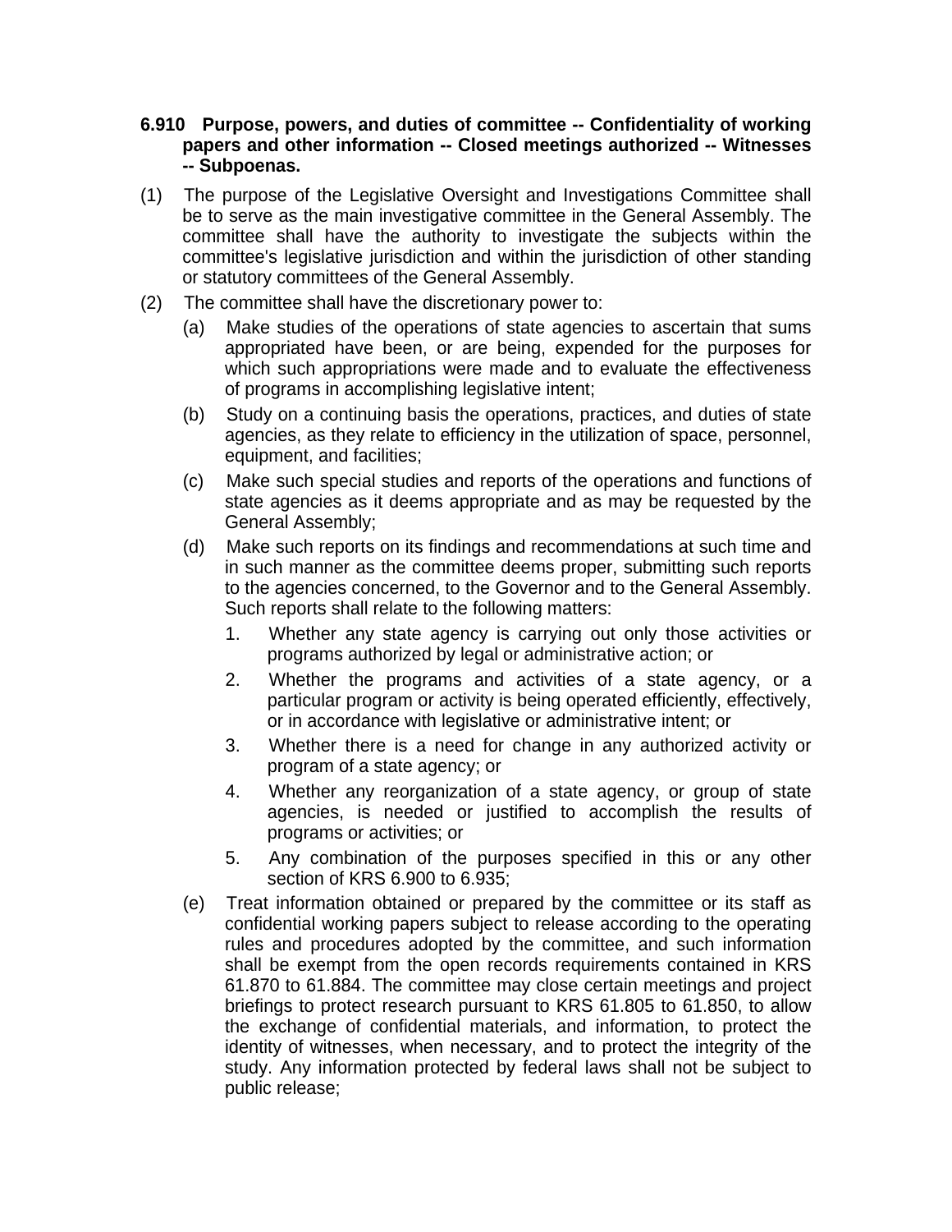**6.910 Purpose, powers, and duties of committee -- Confidentiality of working papers and other information -- Closed meetings authorized -- Witnesses -- Subpoenas.**

(1) The purpose of the Legislative Oversight and Investigations Committee shall be to serve as the main investigative committee in the General Assembly. The committee shall have the authority to investigate the subjects within the committee's legislative jurisdiction and within the jurisdiction of other standing or statutory committees of the General Assembly.

(2) The committee shall have the discretionary power to:

(a) Make studies of the operations of state agencies to ascertain that sums appropriated have been, or are being, expended for the purposes for which such appropriations were made and to evaluate the effectiveness of programs in accomplishing legislative intent;

(b) Study on a continuing basis the operations, practices, and duties of state agencies, as they relate to efficiency in the utilization of space, personnel, equipment, and facilities;

(c) Make such special studies and reports of the operations and functions of state agencies as it deems appropriate and as may be requested by the General Assembly;

(d) Make such reports on its findings and recommendations at such time and in such manner as the committee deems proper, submitting such reports to the agencies concerned, to the Governor and to the General Assembly. Such reports shall relate to the following matters:

1. Whether any state agency is carrying out only those activities or programs authorized by legal or administrative action; or

2. Whether the programs and activities of a state agency, or a particular program or activity is being operated efficiently, effectively, or in accordance with legislative or administrative intent; or

3. Whether there is a need for change in any authorized activity or program of a state agency; or

4. Whether any reorganization of a state agency, or group of state agencies, is needed or justified to accomplish the results of programs or activities; or

5. Any combination of the purposes specified in this or any other section of KRS 6.900 to 6.935;

(e) Treat information obtained or prepared by the committee or its staff as confidential working papers subject to release according to the operating rules and procedures adopted by the committee, and such information shall be exempt from the open records requirements contained in KRS 61.870 to 61.884. The committee may close certain meetings and project briefings to protect research pursuant to KRS 61.805 to 61.850, to allow the exchange of confidential materials, and information, to protect the identity of witnesses, when necessary, and to protect the integrity of the study. Any information protected by federal laws shall not be subject to public release;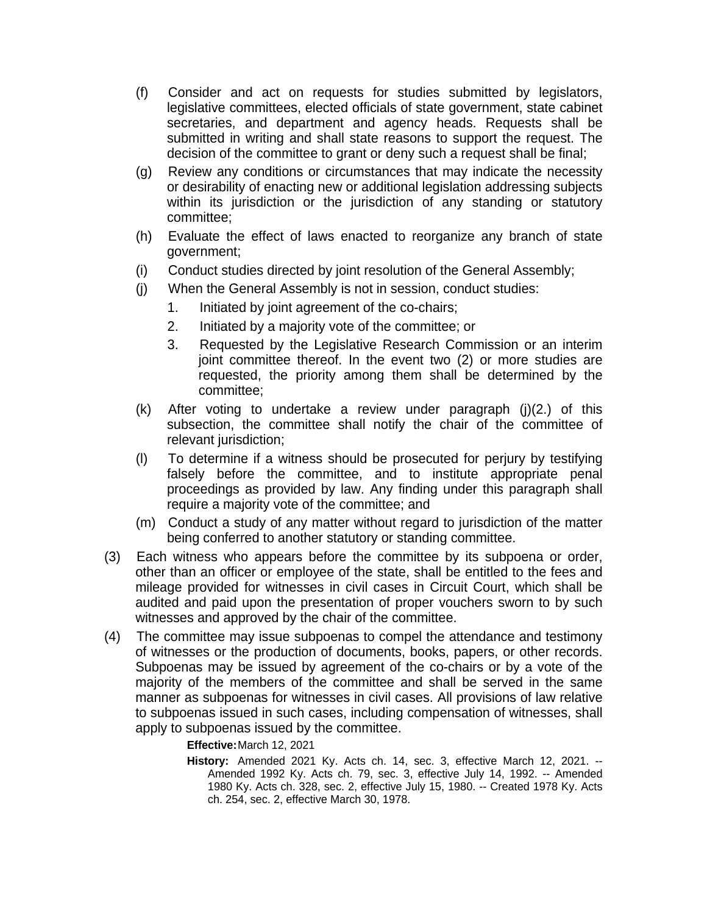(f) Consider and act on requests for studies submitted by legislators, legislative committees, elected officials of state government, state cabinet secretaries, and department and agency heads. Requests shall be submitted in writing and shall state reasons to support the request. The decision of the committee to grant or deny such a request shall be final;

(g) Review any conditions or circumstances that may indicate the necessity or desirability of enacting new or additional legislation addressing subjects within its jurisdiction or the jurisdiction of any standing or statutory committee;

(h) Evaluate the effect of laws enacted to reorganize any branch of state government;

(i) Conduct studies directed by joint resolution of the General Assembly;

(j) When the General Assembly is not in session, conduct studies:

1. Initiated by joint agreement of the co-chairs;
2. Initiated by a majority vote of the committee; or
3. Requested by the Legislative Research Commission or an interim joint committee thereof. In the event two (2) or more studies are requested, the priority among them shall be determined by the committee;

(k) After voting to undertake a review under paragraph (j)(2.) of this subsection, the committee shall notify the chair of the committee of relevant jurisdiction;

(l) To determine if a witness should be prosecuted for perjury by testifying falsely before the committee, and to institute appropriate penal proceedings as provided by law. Any finding under this paragraph shall require a majority vote of the committee; and

(m) Conduct a study of any matter without regard to jurisdiction of the matter being conferred to another statutory or standing committee.

(3) Each witness who appears before the committee by its subpoena or order, other than an officer or employee of the state, shall be entitled to the fees and mileage provided for witnesses in civil cases in Circuit Court, which shall be audited and paid upon the presentation of proper vouchers sworn to by such witnesses and approved by the chair of the committee.

(4) The committee may issue subpoenas to compel the attendance and testimony of witnesses or the production of documents, books, papers, or other records. Subpoenas may be issued by agreement of the co-chairs or by a vote of the majority of the members of the committee and shall be served in the same manner as subpoenas for witnesses in civil cases. All provisions of law relative to subpoenas issued in such cases, including compensation of witnesses, shall apply to subpoenas issued by the committee.

**Effective:** March 12, 2021

**History:** Amended 2021 Ky. Acts ch. 14, sec. 3, effective March 12, 2021. -- Amended 1992 Ky. Acts ch. 79, sec. 3, effective July 14, 1992. -- Amended 1980 Ky. Acts ch. 328, sec. 2, effective July 15, 1980. -- Created 1978 Ky. Acts ch. 254, sec. 2, effective March 30, 1978.